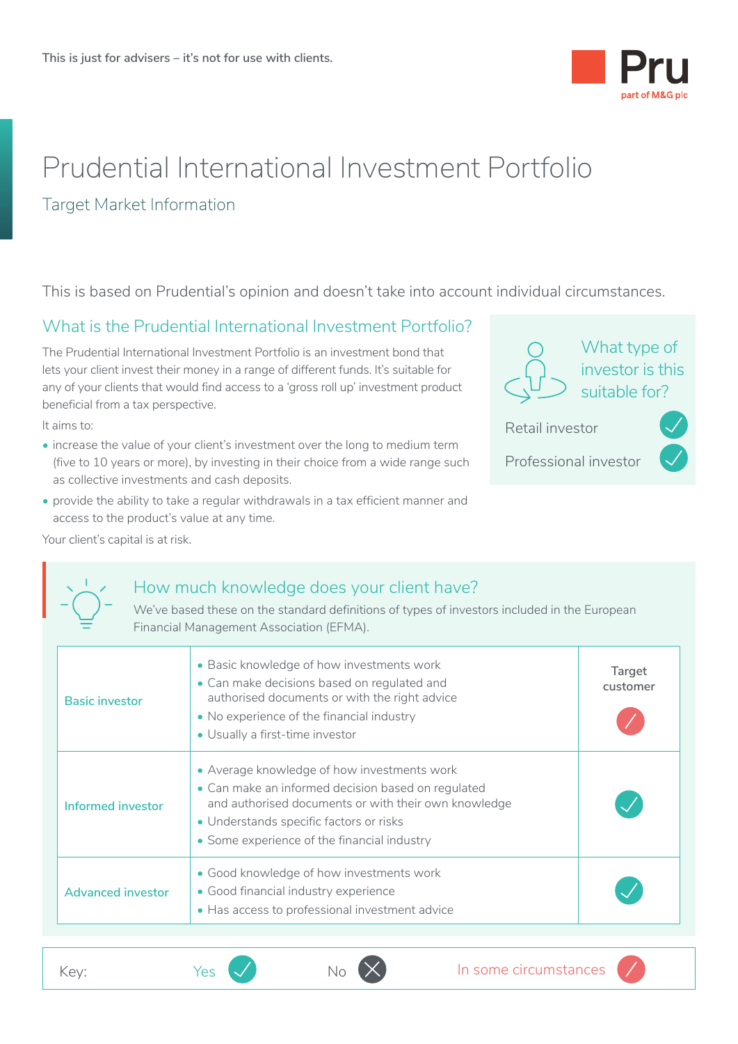This is just for advisers – it's not for use with clients.

Pru
part of M&G plc

# Prudential International Investment Portfolio

## Target Market Information

This is based on Prudential's opinion and doesn't take into account individual circumstances.

## What is the Prudential International Investment Portfolio?

The Prudential International Investment Portfolio is an investment bond that lets your client invest their money in a range of different funds. It's suitable for any of your clients that would find access to a 'gross roll up' investment product beneficial from a tax perspective.

It aims to:

- increase the value of your client's investment over the long to medium term (five to 10 years or more), by investing in their choice from a wide range such as collective investments and cash deposits.
- provide the ability to take a regular withdrawals in a tax efficient manner and access to the product's value at any time.

Your client's capital is at risk.

### What type of investor is this suitable for?

| | |
|---|---|
| Retail investor | Yes |
| Professional investor | Yes |

## How much knowledge does your client have?

We've based these on the standard definitions of types of investors included in the European Financial Management Association (EFMA).

| | | Target customer |
|---|---|---|
| Basic investor | • Basic knowledge of how investments work<br>• Can make decisions based on regulated and authorised documents or with the right advice<br>• No experience of the financial industry<br>• Usually a first-time investor | In some circumstances |
| Informed investor | • Average knowledge of how investments work<br>• Can make an informed decision based on regulated and authorised documents or with their own knowledge<br>• Understands specific factors or risks<br>• Some experience of the financial industry | Yes |
| Advanced investor | • Good knowledge of how investments work<br>• Good financial industry experience<br>• Has access to professional investment advice | Yes |

Key: Yes ✓ No ✗ In some circumstances /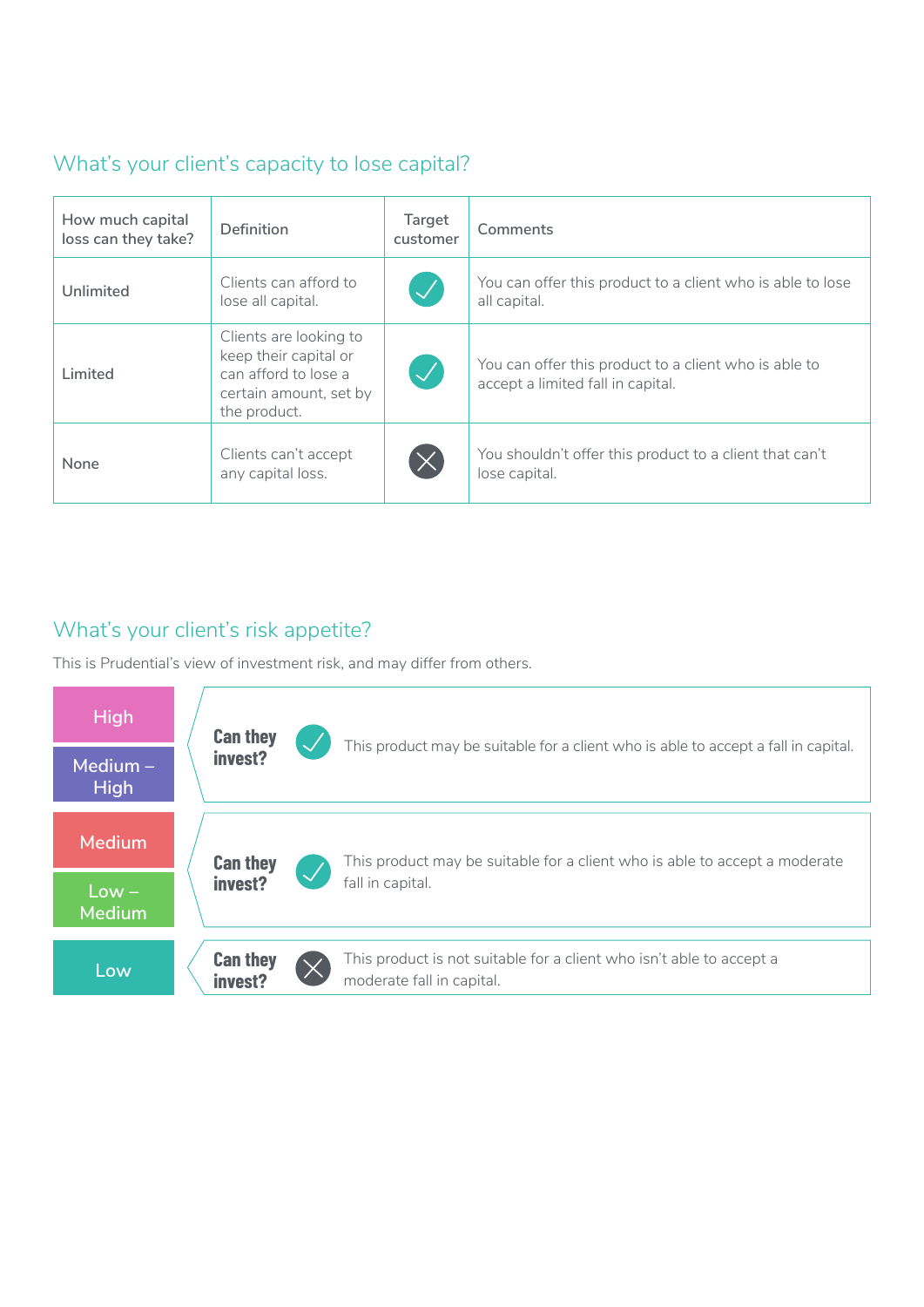## What's your client's capacity to lose capital?

| How much capital loss can they take? | Definition | Target customer | Comments |
|---|---|---|---|
| Unlimited | Clients can afford to lose all capital. | ✓ | You can offer this product to a client who is able to lose all capital. |
| Limited | Clients are looking to keep their capital or can afford to lose a certain amount, set by the product. | ✓ | You can offer this product to a client who is able to accept a limited fall in capital. |
| None | Clients can't accept any capital loss. | ✗ | You shouldn't offer this product to a client that can't lose capital. |

## What's your client's risk appetite?

This is Prudential's view of investment risk, and may differ from others.

| Risk level | Can they invest? | |
|---|---|---|
| High<br>Medium – High | ✓ | This product may be suitable for a client who is able to accept a fall in capital. |
| Medium<br>Low – Medium | ✓ | This product may be suitable for a client who is able to accept a moderate fall in capital. |
| Low | ✗ | This product is not suitable for a client who isn't able to accept a moderate fall in capital. |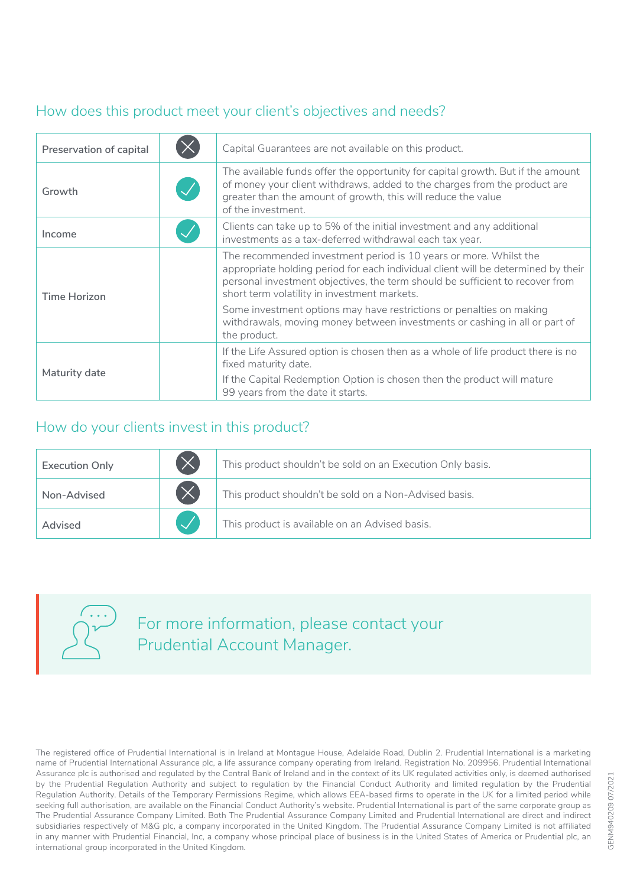## How does this product meet your client's objectives and needs?

| | | |
|---|---|---|
| Preservation of capital | ✗ | Capital Guarantees are not available on this product. |
| Growth | ✓ | The available funds offer the opportunity for capital growth. But if the amount of money your client withdraws, added to the charges from the product are greater than the amount of growth, this will reduce the value of the investment. |
| Income | ✓ | Clients can take up to 5% of the initial investment and any additional investments as a tax-deferred withdrawal each tax year. |
| Time Horizon | | The recommended investment period is 10 years or more. Whilst the appropriate holding period for each individual client will be determined by their personal investment objectives, the term should be sufficient to recover from short term volatility in investment markets. Some investment options may have restrictions or penalties on making withdrawals, moving money between investments or cashing in all or part of the product. |
| Maturity date | | If the Life Assured option is chosen then as a whole of life product there is no fixed maturity date. If the Capital Redemption Option is chosen then the product will mature 99 years from the date it starts. |

## How do your clients invest in this product?

| | | |
|---|---|---|
| Execution Only | ✗ | This product shouldn't be sold on an Execution Only basis. |
| Non-Advised | ✗ | This product shouldn't be sold on a Non-Advised basis. |
| Advised | ✓ | This product is available on an Advised basis. |

For more information, please contact your Prudential Account Manager.

The registered office of Prudential International is in Ireland at Montague House, Adelaide Road, Dublin 2. Prudential International is a marketing name of Prudential International Assurance plc, a life assurance company operating from Ireland. Registration No. 209956. Prudential International Assurance plc is authorised and regulated by the Central Bank of Ireland and in the context of its UK regulated activities only, is deemed authorised by the Prudential Regulation Authority and subject to regulation by the Financial Conduct Authority and limited regulation by the Prudential Regulation Authority. Details of the Temporary Permissions Regime, which allows EEA-based firms to operate in the UK for a limited period while seeking full authorisation, are available on the Financial Conduct Authority's website. Prudential International is part of the same corporate group as The Prudential Assurance Company Limited. Both The Prudential Assurance Company Limited and Prudential International are direct and indirect subsidiaries respectively of M&G plc, a company incorporated in the United Kingdom. The Prudential Assurance Company Limited is not affiliated in any manner with Prudential Financial, Inc, a company whose principal place of business is in the United States of America or Prudential plc, an international group incorporated in the United Kingdom.

GENM940209 07/2021